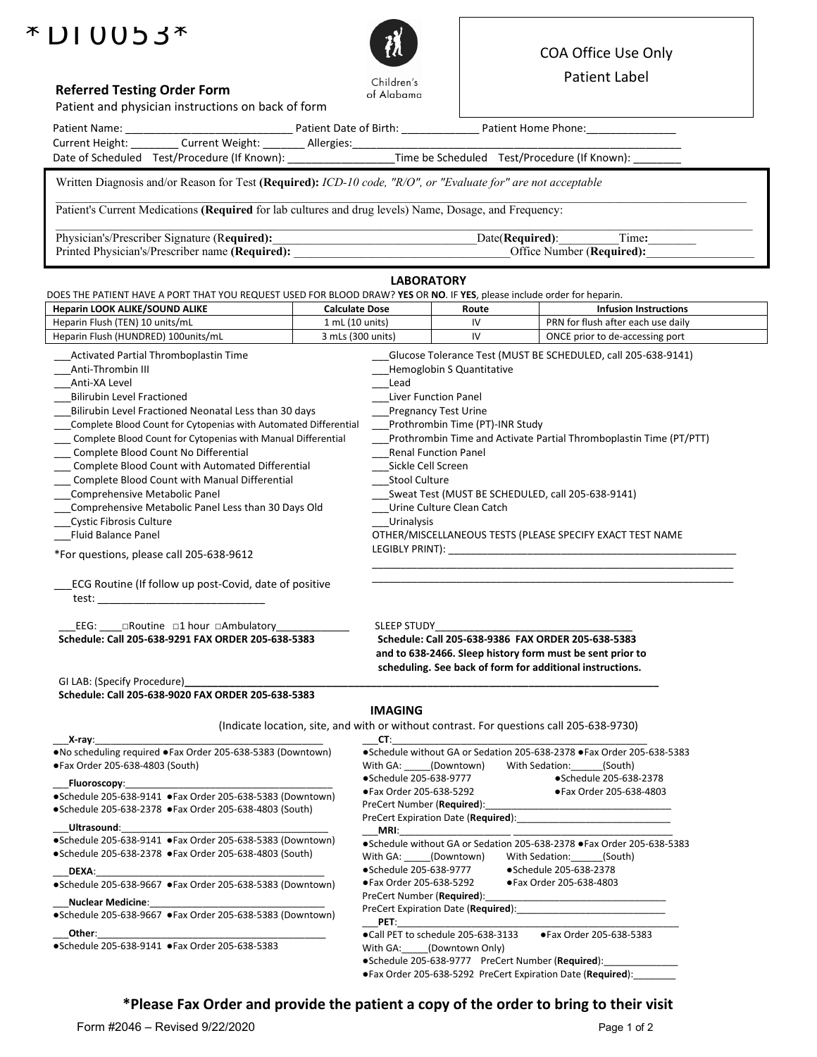*DI0053*

Children's of Alabama

COA Office Use Only

Patient Label

**Referred Testing Order Form**

Patient and physician instructions on back of form

Patient Name: ___________________________ Patient Date of Birth: ____________ Patient Home Phone:_______________

Current Height: ________ Current Weight: _______ Allergies:_________________________________________________________

Date of Scheduled Test/Procedure (If Known): _________________Time be Scheduled Test/Procedure (If Known): ________

Written Diagnosis and/or Reason for Test **(Required):** *ICD-10 code, "R/O", or "Evaluate for" are not acceptable*

_____________________________________________________________________________________________

Patient's Current Medications **(Required** for lab cultures and drug levels) Name, Dosage, and Frequency:

_____________________________________________________________________________________________

Physician's/Prescriber Signature (R**equired):**_________________________________Date(**Required)**:__________Time**:**________

Printed Physician's/Prescriber name **(Required):** ___________________________________Office Number (**Required):**__________________

## LABORATORY

DOES THE PATIENT HAVE A PORT THAT YOU REQUEST USED FOR BLOOD DRAW? **YES** OR **NO**. IF **YES**, please include order for heparin.

| Heparin LOOK ALIKE/SOUND ALIKE | Calculate Dose | Route | Infusion Instructions |
|---|---|---|---|
| Heparin Flush (TEN) 10 units/mL | 1 mL (10 units) | IV | PRN for flush after each use daily |
| Heparin Flush (HUNDRED) 100units/mL | 3 mLs (300 units) | IV | ONCE prior to de-accessing port |

___Activated Partial Thromboplastin Time
___Anti-Thrombin III
___Anti-XA Level
___Bilirubin Level Fractioned
___Bilirubin Level Fractioned Neonatal Less than 30 days
___Complete Blood Count for Cytopenias with Automated Differential
___ Complete Blood Count for Cytopenias with Manual Differential
___ Complete Blood Count No Differential
___ Complete Blood Count with Automated Differential
___ Complete Blood Count with Manual Differential
___Comprehensive Metabolic Panel
___Comprehensive Metabolic Panel Less than 30 Days Old
___Cystic Fibrosis Culture
___Fluid Balance Panel

*For questions, please call 205-638-9612

___Glucose Tolerance Test (MUST BE SCHEDULED, call 205-638-9141)
___Hemoglobin S Quantitative
___Lead
___Liver Function Panel
___Pregnancy Test Urine
___Prothrombin Time (PT)-INR Study
___Prothrombin Time and Activate Partial Thromboplastin Time (PT/PTT)
___Renal Function Panel
___Sickle Cell Screen
___Stool Culture
___Sweat Test (MUST BE SCHEDULED, call 205-638-9141)
___Urine Culture Clean Catch
___Urinalysis

OTHER/MISCELLANEOUS TESTS (PLEASE SPECIFY EXACT TEST NAME LEGIBLY PRINT): ________________________________________________
_______________________________________________________________
_______________________________________________________________

___ECG Routine (If follow up post-Covid, date of positive test: ____________________________

___EEG: ____□Routine □1 hour □Ambulatory____________
**Schedule: Call 205-638-9291 FAX ORDER 205-638-5383**

SLEEP STUDY___________________________________
**Schedule: Call 205-638-9386 FAX ORDER 205-638-5383 and to 638-2466. Sleep history form must be sent prior to scheduling. See back of form for additional instructions.**

GI LAB: (Specify Procedure)**_____________________________________________________________________________**
**Schedule: Call 205-638-9020 FAX ORDER 205-638-5383**

## IMAGING

(Indicate location, site, and with or without contrast. For questions call 205-638-9730)

___**X-ray**:__________________________________________
- No scheduling required ●Fax Order 205-638-5383 (Downtown)
- Fax Order 205-638-4803 (South)

___**Fluoroscopy**:_____________________________________
- Schedule 205-638-9141 ●Fax Order 205-638-5383 (Downtown)
- Schedule 205-638-2378 ●Fax Order 205-638-4803 (South)

___**Ultrasound**:______________________________________
- Schedule 205-638-9141 ●Fax Order 205-638-5383 (Downtown)
- Schedule 205-638-2378 ●Fax Order 205-638-4803 (South)

___**DEXA**:___________________________________________
- Schedule 205-638-9667 ●Fax Order 205-638-5383 (Downtown)

___**Nuclear Medicine**:_________________________________
- Schedule 205-638-9667 ●Fax Order 205-638-5383 (Downtown)

___**Other**:___________________________________________
- Schedule 205-638-9141 ●Fax Order 205-638-5383

___**CT**:__________________________________________
- Schedule without GA or Sedation 205-638-2378 ●Fax Order 205-638-5383

With GA: _____(Downtown) With Sedation:______(South)
- Schedule 205-638-9777 ●Schedule 205-638-2378
- Fax Order 205-638-5292 ●Fax Order 205-638-4803

PreCert Number (**Required**):___________________________________
PreCert Expiration Date (**Required**):_____________________________

___**MRI**:___________________________________________
- Schedule without GA or Sedation 205-638-2378 ●Fax Order 205-638-5383

With GA: _____(Downtown) With Sedation:______(South)
- Schedule 205-638-9777 ●Schedule 205-638-2378
- Fax Order 205-638-5292 ●Fax Order 205-638-4803

PreCert Number (**Required**):___________________________________
PreCert Expiration Date (**Required**):_____________________________

___**PET**:____________________________________________________
- Call PET to schedule 205-638-3133 ●Fax Order 205-638-5383

With GA:_____(Downtown Only)
- Schedule 205-638-9777 PreCert Number (**Required**):______________
- Fax Order 205-638-5292 PreCert Expiration Date (**Required**):________

**\*Please Fax Order and provide the patient a copy of the order to bring to their visit**

Form #2046 – Revised 9/22/2020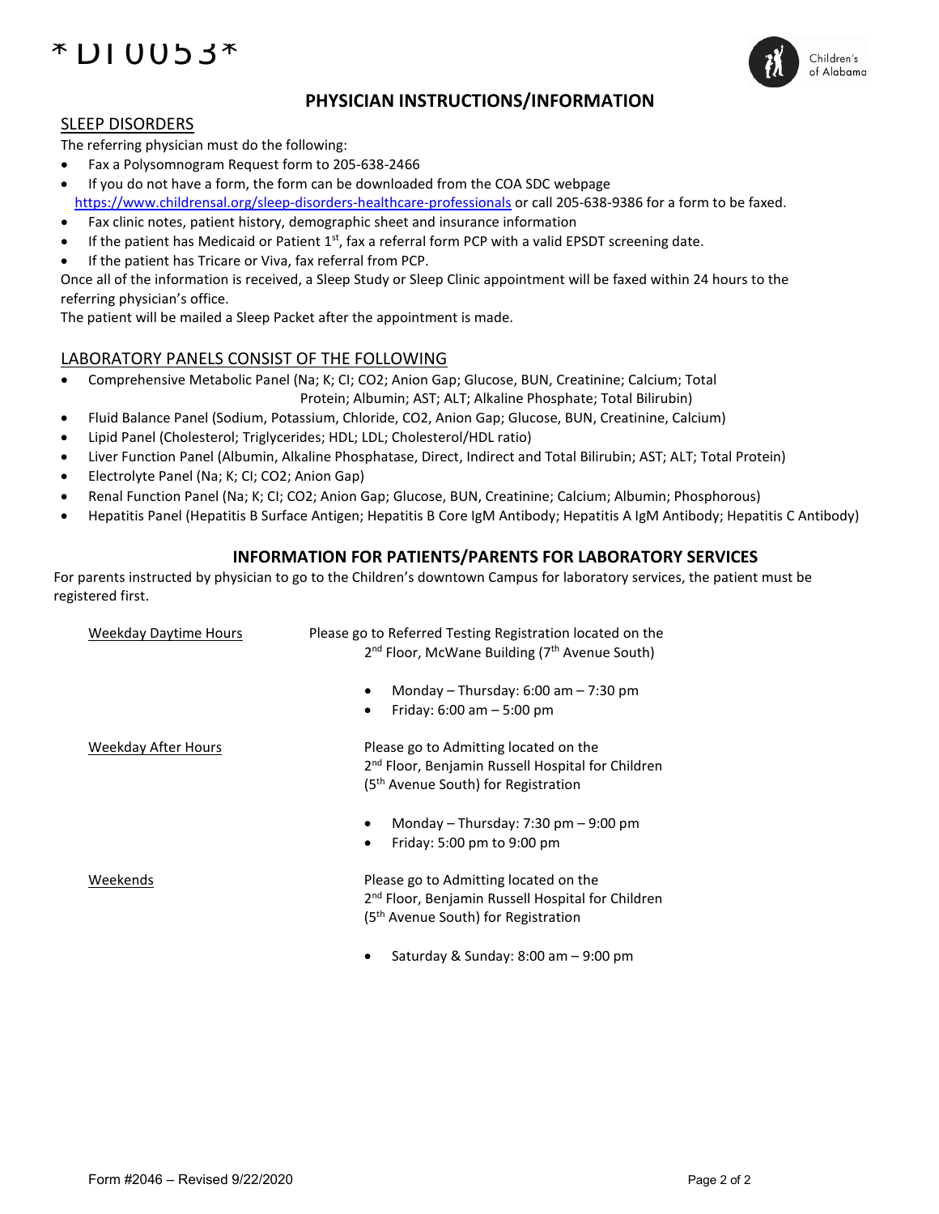*DT0053*

## PHYSICIAN INSTRUCTIONS/INFORMATION

### SLEEP DISORDERS

The referring physician must do the following:

- Fax a Polysomnogram Request form to 205-638-2466
- If you do not have a form, the form can be downloaded from the COA SDC webpage https://www.childrensal.org/sleep-disorders-healthcare-professionals or call 205-638-9386 for a form to be faxed.
- Fax clinic notes, patient history, demographic sheet and insurance information
- If the patient has Medicaid or Patient 1st, fax a referral form PCP with a valid EPSDT screening date.
- If the patient has Tricare or Viva, fax referral from PCP.

Once all of the information is received, a Sleep Study or Sleep Clinic appointment will be faxed within 24 hours to the referring physician's office.

The patient will be mailed a Sleep Packet after the appointment is made.

### LABORATORY PANELS CONSIST OF THE FOLLOWING

- Comprehensive Metabolic Panel (Na; K; Cl; CO2; Anion Gap; Glucose, BUN, Creatinine; Calcium; Total Protein; Albumin; AST; ALT; Alkaline Phosphate; Total Bilirubin)
- Fluid Balance Panel (Sodium, Potassium, Chloride, CO2, Anion Gap; Glucose, BUN, Creatinine, Calcium)
- Lipid Panel (Cholesterol; Triglycerides; HDL; LDL; Cholesterol/HDL ratio)
- Liver Function Panel (Albumin, Alkaline Phosphatase, Direct, Indirect and Total Bilirubin; AST; ALT; Total Protein)
- Electrolyte Panel (Na; K; Cl; CO2; Anion Gap)
- Renal Function Panel (Na; K; Cl; CO2; Anion Gap; Glucose, BUN, Creatinine; Calcium; Albumin; Phosphorous)
- Hepatitis Panel (Hepatitis B Surface Antigen; Hepatitis B Core IgM Antibody; Hepatitis A IgM Antibody; Hepatitis C Antibody)

## INFORMATION FOR PATIENTS/PARENTS FOR LABORATORY SERVICES

For parents instructed by physician to go to the Children's downtown Campus for laboratory services, the patient must be registered first.

**Weekday Daytime Hours**

Please go to Referred Testing Registration located on the 2nd Floor, McWane Building (7th Avenue South)

- Monday – Thursday: 6:00 am – 7:30 pm
- Friday: 6:00 am – 5:00 pm

**Weekday After Hours**

Please go to Admitting located on the 2nd Floor, Benjamin Russell Hospital for Children (5th Avenue South) for Registration

- Monday – Thursday: 7:30 pm – 9:00 pm
- Friday: 5:00 pm to 9:00 pm

**Weekends**

Please go to Admitting located on the 2nd Floor, Benjamin Russell Hospital for Children (5th Avenue South) for Registration

- Saturday & Sunday: 8:00 am – 9:00 pm

Form #2046 – Revised 9/22/2020